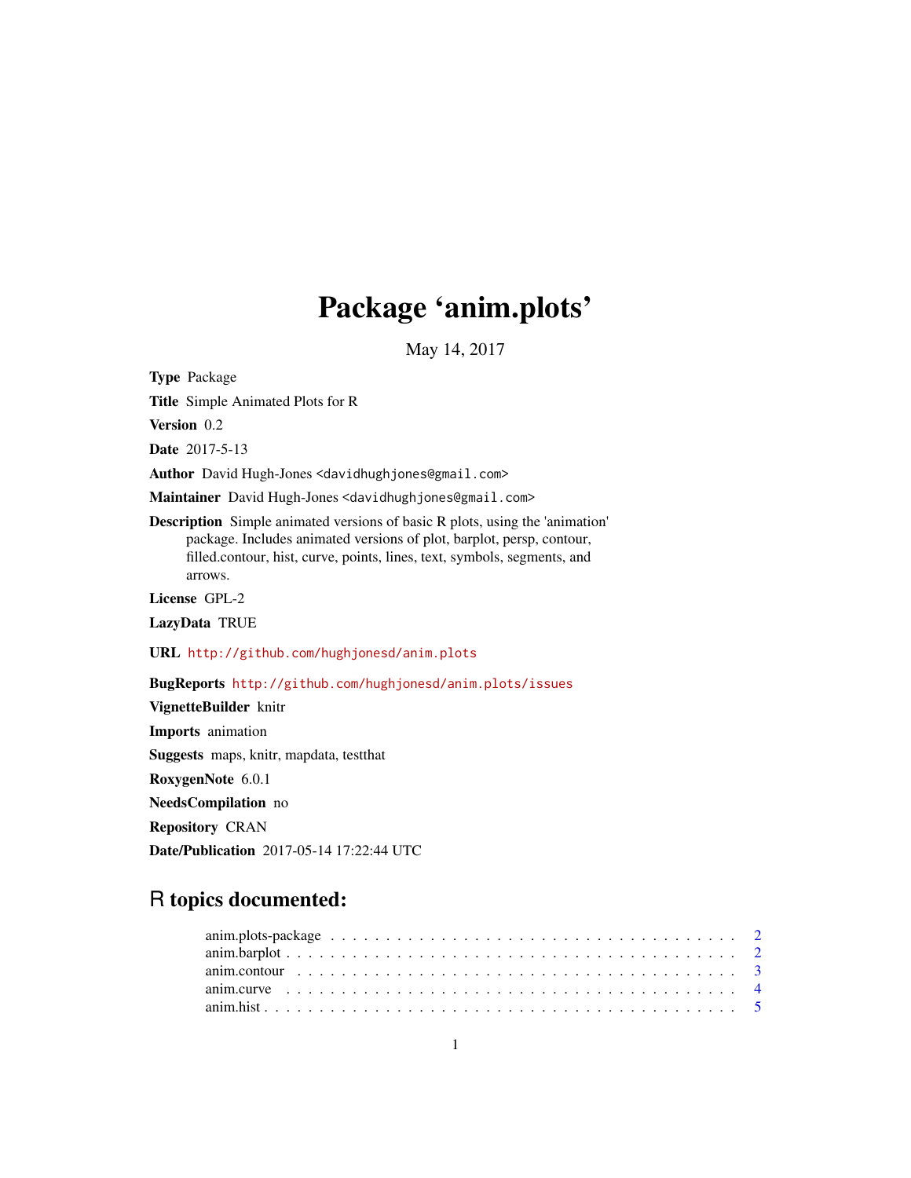# Package 'anim.plots'

May 14, 2017

**Type** Package

**Title** Simple Animated Plots for R

**Version** 0.2

**Date** 2017-5-13

**Author** David Hugh-Jones <davidhughjones@gmail.com>

**Maintainer** David Hugh-Jones <davidhughjones@gmail.com>

**Description** Simple animated versions of basic R plots, using the 'animation' package. Includes animated versions of plot, barplot, persp, contour, filled.contour, hist, curve, points, lines, text, symbols, segments, and arrows.

**License** GPL-2

**LazyData** TRUE

**URL** http://github.com/hughjonesd/anim.plots

**BugReports** http://github.com/hughjonesd/anim.plots/issues

**VignetteBuilder** knitr

**Imports** animation

**Suggests** maps, knitr, mapdata, testthat

**RoxygenNote** 6.0.1

**NeedsCompilation** no

**Repository** CRAN

**Date/Publication** 2017-05-14 17:22:44 UTC

## R topics documented:

anim.plots-package . . . . . . . . . . . . . . . . . . . . . . . . . . . . . . . . . . . 2
anim.barplot . . . . . . . . . . . . . . . . . . . . . . . . . . . . . . . . . . . . . . 2
anim.contour . . . . . . . . . . . . . . . . . . . . . . . . . . . . . . . . . . . . . . 3
anim.curve . . . . . . . . . . . . . . . . . . . . . . . . . . . . . . . . . . . . . . . 4
anim.hist . . . . . . . . . . . . . . . . . . . . . . . . . . . . . . . . . . . . . . . . 5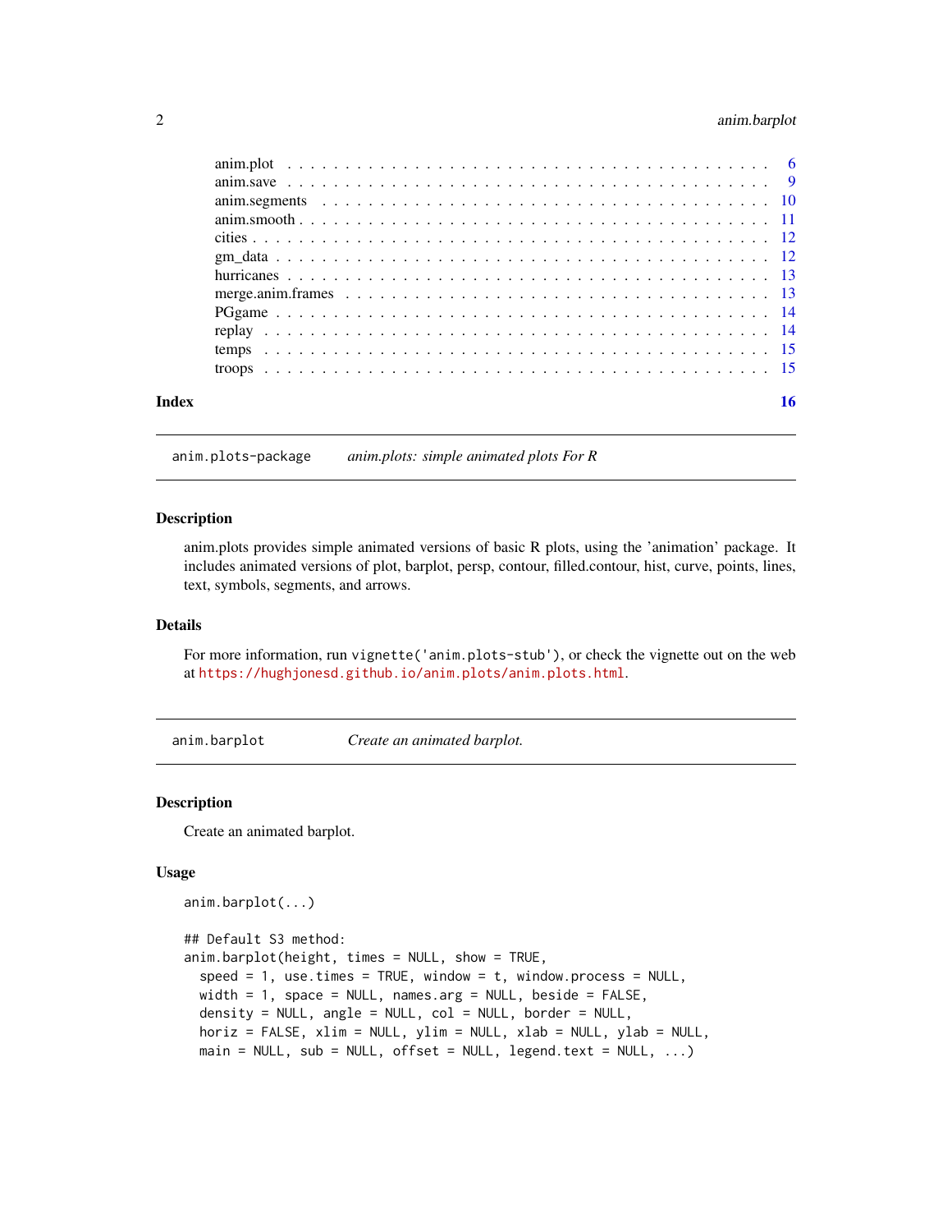anim.plot ........................................ 6
anim.save ........................................ 9
anim.segments .................................... 10
anim.smooth ...................................... 11
cities ........................................... 12
gm_data .......................................... 12
hurricanes ....................................... 13
merge.anim.frames ................................ 13
PGgame ........................................... 14
replay ........................................... 14
temps ............................................ 15
troops ........................................... 15

**Index** 16

---

`anim.plots-package` *anim.plots: simple animated plots For R*

---

## Description

anim.plots provides simple animated versions of basic R plots, using the 'animation' package. It includes animated versions of plot, barplot, persp, contour, filled.contour, hist, curve, points, lines, text, symbols, segments, and arrows.

## Details

For more information, run `vignette('anim.plots-stub')`, or check the vignette out on the web at https://hughjonesd.github.io/anim.plots/anim.plots.html.

---

`anim.barplot` *Create an animated barplot.*

---

## Description

Create an animated barplot.

## Usage

```
anim.barplot(...)

## Default S3 method:
anim.barplot(height, times = NULL, show = TRUE,
  speed = 1, use.times = TRUE, window = t, window.process = NULL,
  width = 1, space = NULL, names.arg = NULL, beside = FALSE,
  density = NULL, angle = NULL, col = NULL, border = NULL,
  horiz = FALSE, xlim = NULL, ylim = NULL, xlab = NULL, ylab = NULL,
  main = NULL, sub = NULL, offset = NULL, legend.text = NULL, ...)
```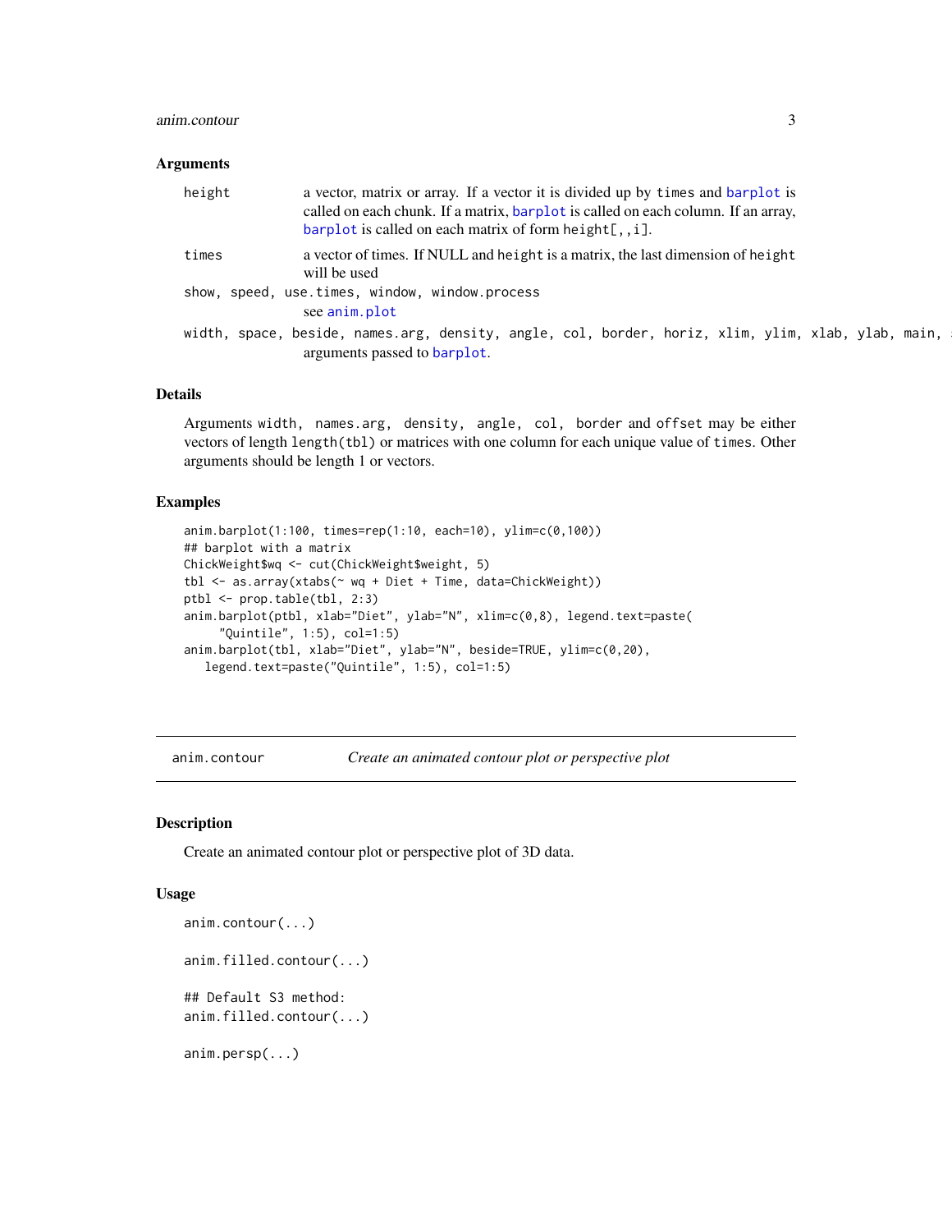## Arguments

| | |
|---|---|
| `height` | a vector, matrix or array. If a vector it is divided up by `times` and `barplot` is called on each chunk. If a matrix, `barplot` is called on each column. If an array, `barplot` is called on each matrix of form `height[,,i]`. |
| `times` | a vector of times. If NULL and `height` is a matrix, the last dimension of `height` will be used |
| `show, speed, use.times, window, window.process` | see `anim.plot` |
| `width, space, beside, names.arg, density, angle, col, border, horiz, xlim, ylim, xlab, ylab, main, s` | arguments passed to `barplot`. |

## Details

Arguments `width, names.arg, density, angle, col, border` and `offset` may be either vectors of length `length(tbl)` or matrices with one column for each unique value of `times`. Other arguments should be length 1 or vectors.

## Examples

```
anim.barplot(1:100, times=rep(1:10, each=10), ylim=c(0,100))
## barplot with a matrix
ChickWeight$wq <- cut(ChickWeight$weight, 5)
tbl <- as.array(xtabs(~ wq + Diet + Time, data=ChickWeight))
ptbl <- prop.table(tbl, 2:3)
anim.barplot(ptbl, xlab="Diet", ylab="N", xlim=c(0,8), legend.text=paste(
    "Quintile", 1:5), col=1:5)
anim.barplot(tbl, xlab="Diet", ylab="N", beside=TRUE, ylim=c(0,20),
  legend.text=paste("Quintile", 1:5), col=1:5)
```

---

# anim.contour — *Create an animated contour plot or perspective plot*

## Description

Create an animated contour plot or perspective plot of 3D data.

## Usage

```
anim.contour(...)

anim.filled.contour(...)

## Default S3 method:
anim.filled.contour(...)

anim.persp(...)
```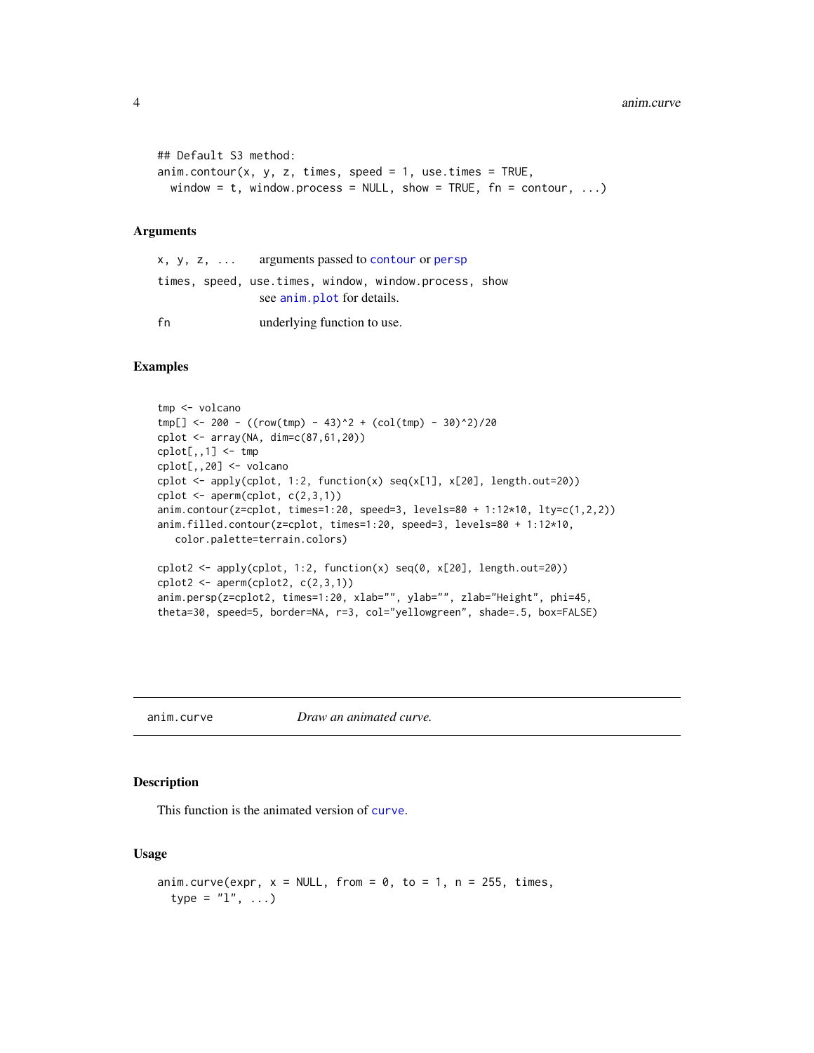```
## Default S3 method:
anim.contour(x, y, z, times, speed = 1, use.times = TRUE,
  window = t, window.process = NULL, show = TRUE, fn = contour, ...)
```

### Arguments

`x, y, z, ...` arguments passed to `contour` or `persp`

`times, speed, use.times, window, window.process, show`
see `anim.plot` for details.

`fn` underlying function to use.

### Examples

```
tmp <- volcano
tmp[] <- 200 - ((row(tmp) - 43)^2 + (col(tmp) - 30)^2)/20
cplot <- array(NA, dim=c(87,61,20))
cplot[,,1] <- tmp
cplot[,,20] <- volcano
cplot <- apply(cplot, 1:2, function(x) seq(x[1], x[20], length.out=20))
cplot <- aperm(cplot, c(2,3,1))
anim.contour(z=cplot, times=1:20, speed=3, levels=80 + 1:12*10, lty=c(1,2,2))
anim.filled.contour(z=cplot, times=1:20, speed=3, levels=80 + 1:12*10,
   color.palette=terrain.colors)

cplot2 <- apply(cplot, 1:2, function(x) seq(0, x[20], length.out=20))
cplot2 <- aperm(cplot2, c(2,3,1))
anim.persp(z=cplot2, times=1:20, xlab="", ylab="", zlab="Height", phi=45,
theta=30, speed=5, border=NA, r=3, col="yellowgreen", shade=.5, box=FALSE)
```

---

## anim.curve *Draw an animated curve.*

---

### Description

This function is the animated version of `curve`.

### Usage

```
anim.curve(expr, x = NULL, from = 0, to = 1, n = 255, times,
  type = "l", ...)
```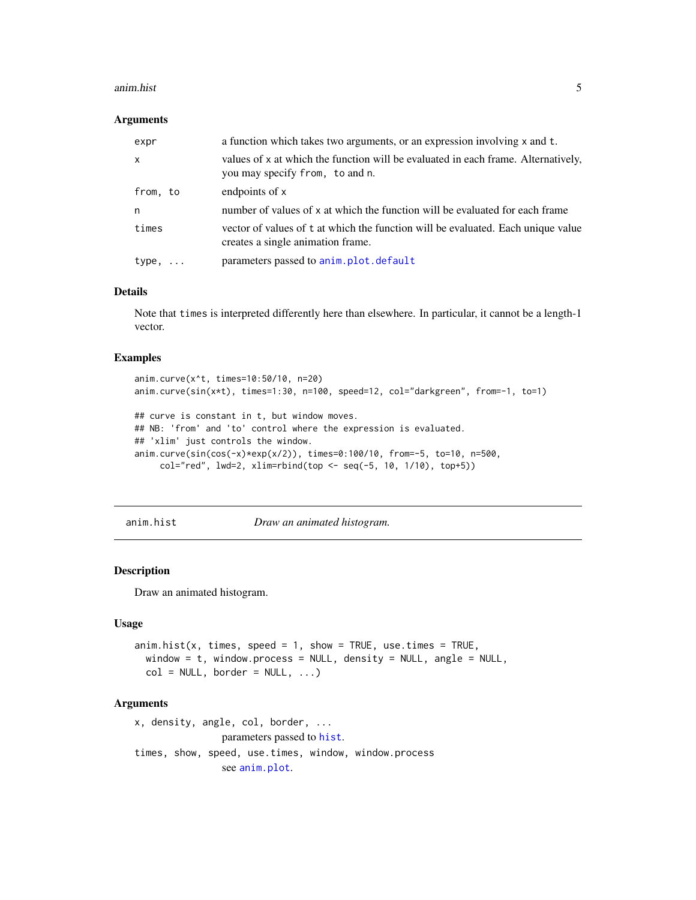### Arguments

| | |
|---|---|
| `expr` | a function which takes two arguments, or an expression involving `x` and `t`. |
| `x` | values of `x` at which the function will be evaluated in each frame. Alternatively, you may specify `from, to` and `n`. |
| `from, to` | endpoints of `x` |
| `n` | number of values of `x` at which the function will be evaluated for each frame |
| `times` | vector of values of `t` at which the function will be evaluated. Each unique value creates a single animation frame. |
| `type, ...` | parameters passed to `anim.plot.default` |

### Details

Note that `times` is interpreted differently here than elsewhere. In particular, it cannot be a length-1 vector.

### Examples

```
anim.curve(x^t, times=10:50/10, n=20)
anim.curve(sin(x*t), times=1:30, n=100, speed=12, col="darkgreen", from=-1, to=1)

## curve is constant in t, but window moves.
## NB: 'from' and 'to' control where the expression is evaluated.
## 'xlim' just controls the window.
anim.curve(sin(cos(-x)*exp(x/2)), times=0:100/10, from=-5, to=10, n=500,
     col="red", lwd=2, xlim=rbind(top <- seq(-5, 10, 1/10), top+5))
```

---

## anim.hist — *Draw an animated histogram.*

### Description

Draw an animated histogram.

### Usage

```
anim.hist(x, times, speed = 1, show = TRUE, use.times = TRUE,
  window = t, window.process = NULL, density = NULL, angle = NULL,
  col = NULL, border = NULL, ...)
```

### Arguments

`x, density, angle, col, border, ...`
: parameters passed to `hist`.

`times, show, speed, use.times, window, window.process`
: see `anim.plot`.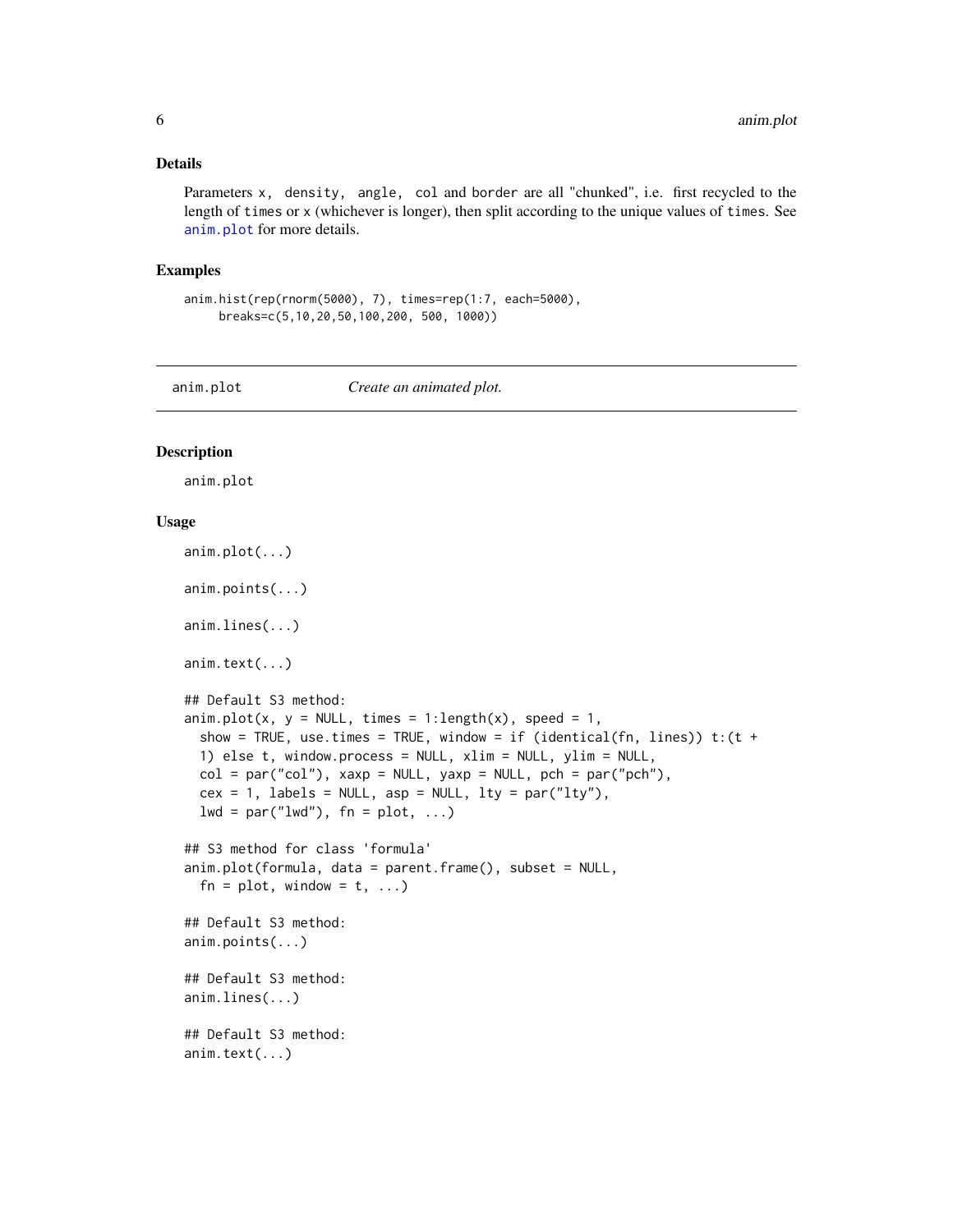### Details

Parameters `x`, `density`, `angle`, `col` and `border` are all "chunked", i.e. first recycled to the length of `times` or `x` (whichever is longer), then split according to the unique values of `times`. See `anim.plot` for more details.

### Examples

```
anim.hist(rep(rnorm(5000), 7), times=rep(1:7, each=5000),
     breaks=c(5,10,20,50,100,200, 500, 1000))
```

---

## anim.plot    *Create an animated plot.*

---

### Description

anim.plot

### Usage

```
anim.plot(...)

anim.points(...)

anim.lines(...)

anim.text(...)

## Default S3 method:
anim.plot(x, y = NULL, times = 1:length(x), speed = 1,
  show = TRUE, use.times = TRUE, window = if (identical(fn, lines)) t:(t +
  1) else t, window.process = NULL, xlim = NULL, ylim = NULL,
  col = par("col"), xaxp = NULL, yaxp = NULL, pch = par("pch"),
  cex = 1, labels = NULL, asp = NULL, lty = par("lty"),
  lwd = par("lwd"), fn = plot, ...)

## S3 method for class 'formula'
anim.plot(formula, data = parent.frame(), subset = NULL,
  fn = plot, window = t, ...)

## Default S3 method:
anim.points(...)

## Default S3 method:
anim.lines(...)

## Default S3 method:
anim.text(...)
```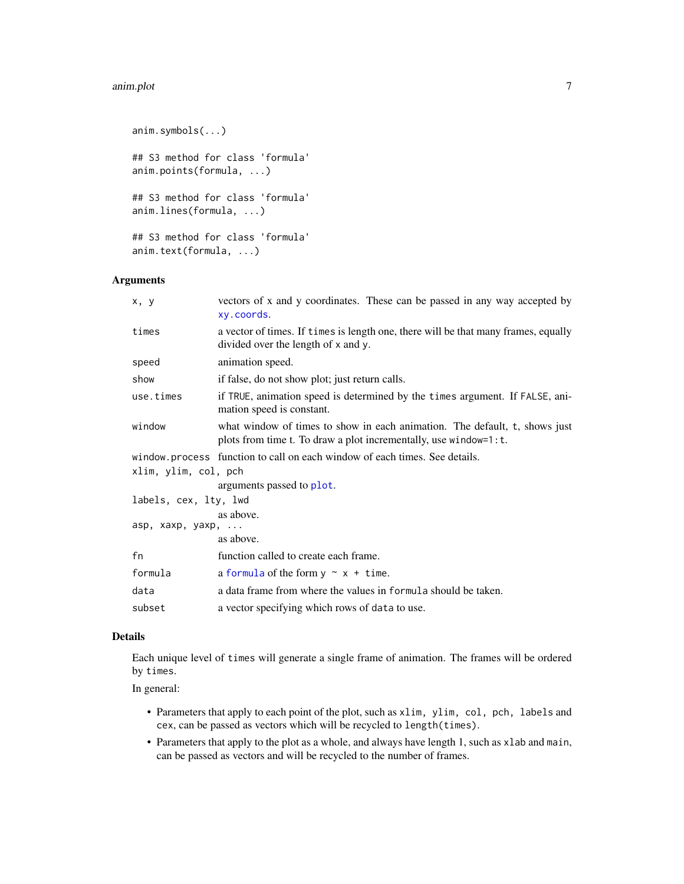```
anim.symbols(...)

## S3 method for class 'formula'
anim.points(formula, ...)

## S3 method for class 'formula'
anim.lines(formula, ...)

## S3 method for class 'formula'
anim.text(formula, ...)
```

### Arguments

| Argument | Description |
|---|---|
| `x, y` | vectors of x and y coordinates. These can be passed in any way accepted by `xy.coords`. |
| `times` | a vector of times. If `times` is length one, there will be that many frames, equally divided over the length of `x` and `y`. |
| `speed` | animation speed. |
| `show` | if false, do not show plot; just return calls. |
| `use.times` | if `TRUE`, animation speed is determined by the `times` argument. If `FALSE`, animation speed is constant. |
| `window` | what window of times to show in each animation. The default, `t`, shows just plots from time t. To draw a plot incrementally, use `window=1:t`. |
| `window.process` | function to call on each window of each times. See details. |
| `xlim, ylim, col, pch` | arguments passed to `plot`. |
| `labels, cex, lty, lwd` | as above. |
| `asp, xaxp, yaxp, ...` | as above. |
| `fn` | function called to create each frame. |
| `formula` | a `formula` of the form `y ~ x + time`. |
| `data` | a data frame from where the values in `formula` should be taken. |
| `subset` | a vector specifying which rows of `data` to use. |

### Details

Each unique level of `times` will generate a single frame of animation. The frames will be ordered by `times`.

In general:

- Parameters that apply to each point of the plot, such as `xlim, ylim, col, pch, labels` and `cex`, can be passed as vectors which will be recycled to `length(times)`.
- Parameters that apply to the plot as a whole, and always have length 1, such as `xlab` and `main`, can be passed as vectors and will be recycled to the number of frames.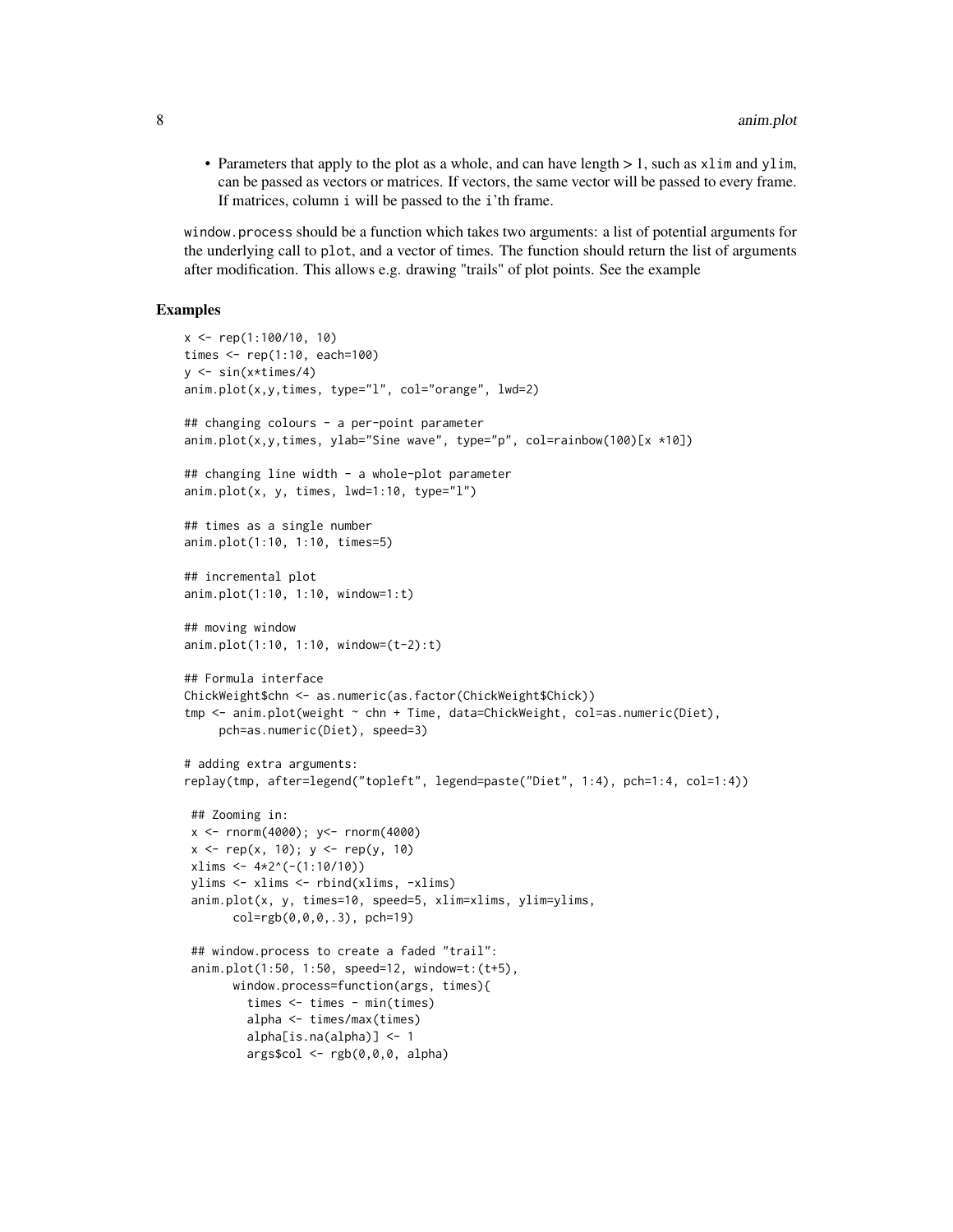- Parameters that apply to the plot as a whole, and can have length > 1, such as `xlim` and `ylim`, can be passed as vectors or matrices. If vectors, the same vector will be passed to every frame. If matrices, column `i` will be passed to the `i`'th frame.

`window.process` should be a function which takes two arguments: a list of potential arguments for the underlying call to `plot`, and a vector of times. The function should return the list of arguments after modification. This allows e.g. drawing "trails" of plot points. See the example

## Examples

```
x <- rep(1:100/10, 10)
times <- rep(1:10, each=100)
y <- sin(x*times/4)
anim.plot(x,y,times, type="l", col="orange", lwd=2)

## changing colours - a per-point parameter
anim.plot(x,y,times, ylab="Sine wave", type="p", col=rainbow(100)[x *10])

## changing line width - a whole-plot parameter
anim.plot(x, y, times, lwd=1:10, type="l")

## times as a single number
anim.plot(1:10, 1:10, times=5)

## incremental plot
anim.plot(1:10, 1:10, window=1:t)

## moving window
anim.plot(1:10, 1:10, window=(t-2):t)

## Formula interface
ChickWeight$chn <- as.numeric(as.factor(ChickWeight$Chick))
tmp <- anim.plot(weight ~ chn + Time, data=ChickWeight, col=as.numeric(Diet),
     pch=as.numeric(Diet), speed=3)

# adding extra arguments:
replay(tmp, after=legend("topleft", legend=paste("Diet", 1:4), pch=1:4, col=1:4))

 ## Zooming in:
 x <- rnorm(4000); y<- rnorm(4000)
 x <- rep(x, 10); y <- rep(y, 10)
 xlims <- 4*2^(-(1:10/10))
 ylims <- xlims <- rbind(xlims, -xlims)
 anim.plot(x, y, times=10, speed=5, xlim=xlims, ylim=ylims,
       col=rgb(0,0,0,.3), pch=19)

 ## window.process to create a faded "trail":
 anim.plot(1:50, 1:50, speed=12, window=t:(t+5),
       window.process=function(args, times){
         times <- times - min(times)
         alpha <- times/max(times)
         alpha[is.na(alpha)] <- 1
         args$col <- rgb(0,0,0, alpha)
```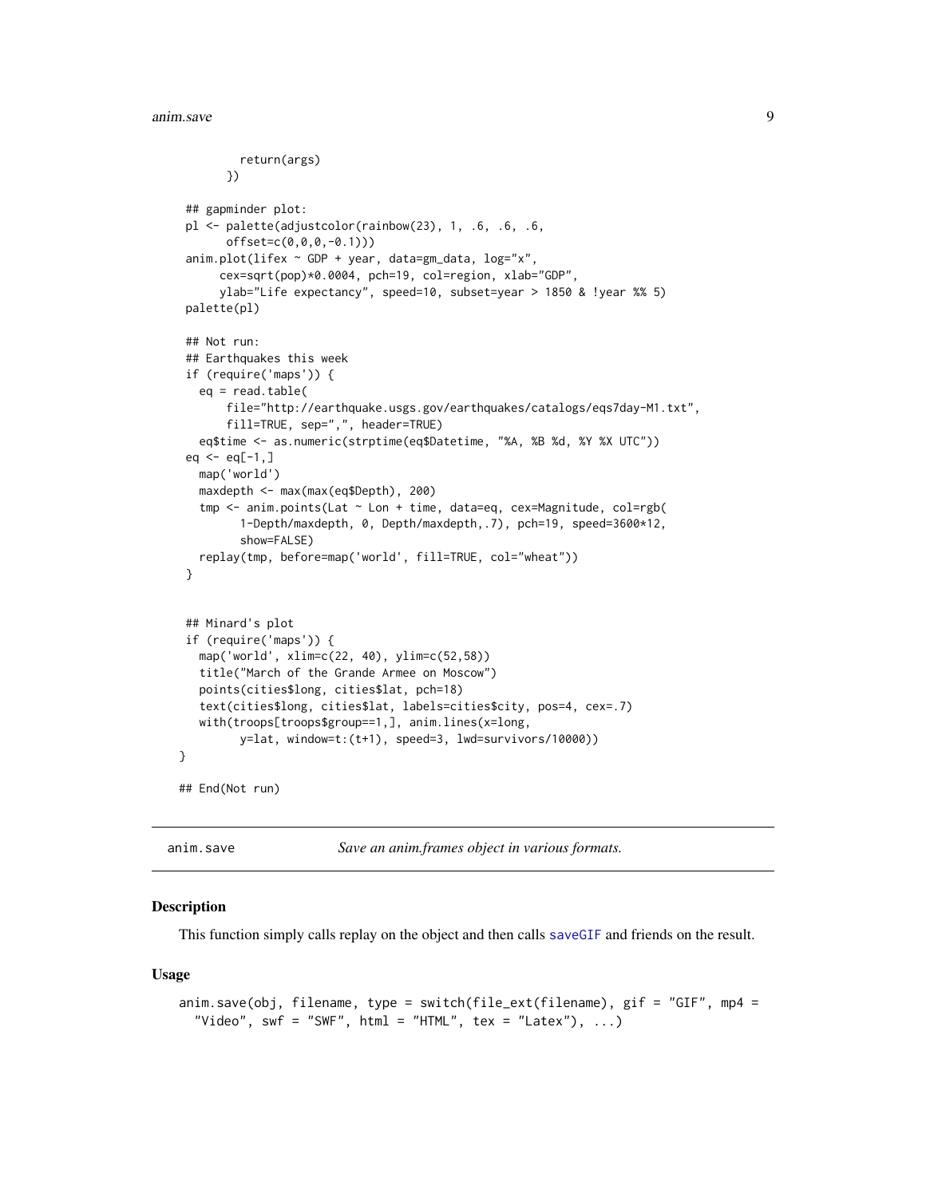```
        return(args)
      })

## gapminder plot:
pl <- palette(adjustcolor(rainbow(23), 1, .6, .6, .6,
      offset=c(0,0,0,-0.1)))
anim.plot(lifex ~ GDP + year, data=gm_data, log="x",
     cex=sqrt(pop)*0.0004, pch=19, col=region, xlab="GDP",
     ylab="Life expectancy", speed=10, subset=year > 1850 & !year %% 5)
palette(pl)

## Not run:
## Earthquakes this week
if (require('maps')) {
  eq = read.table(
      file="http://earthquake.usgs.gov/earthquakes/catalogs/eqs7day-M1.txt",
      fill=TRUE, sep=",", header=TRUE)
  eq$time <- as.numeric(strptime(eq$Datetime, "%A, %B %d, %Y %X UTC"))
eq <- eq[-1,]
  map('world')
  maxdepth <- max(max(eq$Depth), 200)
  tmp <- anim.points(Lat ~ Lon + time, data=eq, cex=Magnitude, col=rgb(
        1-Depth/maxdepth, 0, Depth/maxdepth,.7), pch=19, speed=3600*12,
        show=FALSE)
  replay(tmp, before=map('world', fill=TRUE, col="wheat"))
}


## Minard's plot
if (require('maps')) {
  map('world', xlim=c(22, 40), ylim=c(52,58))
  title("March of the Grande Armee on Moscow")
  points(cities$long, cities$lat, pch=18)
  text(cities$long, cities$lat, labels=cities$city, pos=4, cex=.7)
  with(troops[troops$group==1,], anim.lines(x=long,
        y=lat, window=t:(t+1), speed=3, lwd=survivors/10000))
}

## End(Not run)
```

---

## anim.save — *Save an anim.frames object in various formats.*

### Description

This function simply calls replay on the object and then calls saveGIF and friends on the result.

### Usage

```
anim.save(obj, filename, type = switch(file_ext(filename), gif = "GIF", mp4 =
  "Video", swf = "SWF", html = "HTML", tex = "Latex"), ...)
```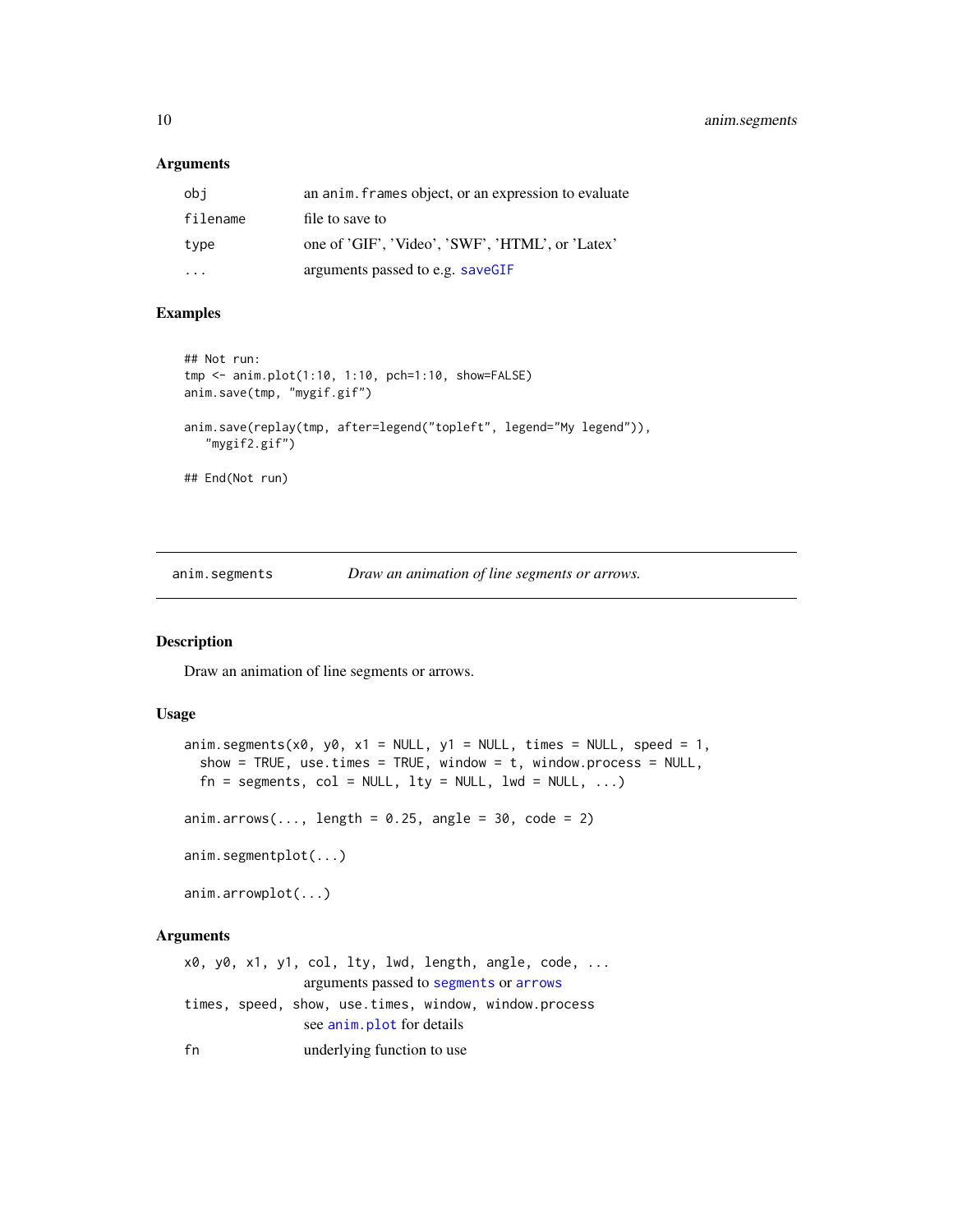### Arguments

| | |
|---|---|
| `obj` | an `anim.frames` object, or an expression to evaluate |
| `filename` | file to save to |
| `type` | one of 'GIF', 'Video', 'SWF', 'HTML', or 'Latex' |
| `...` | arguments passed to e.g. `saveGIF` |

### Examples

```
## Not run:
tmp <- anim.plot(1:10, 1:10, pch=1:10, show=FALSE)
anim.save(tmp, "mygif.gif")

anim.save(replay(tmp, after=legend("topleft", legend="My legend")),
   "mygif2.gif")

## End(Not run)
```

---

## anim.segments — *Draw an animation of line segments or arrows.*

### Description

Draw an animation of line segments or arrows.

### Usage

```
anim.segments(x0, y0, x1 = NULL, y1 = NULL, times = NULL, speed = 1,
  show = TRUE, use.times = TRUE, window = t, window.process = NULL,
  fn = segments, col = NULL, lty = NULL, lwd = NULL, ...)

anim.arrows(..., length = 0.25, angle = 30, code = 2)

anim.segmentplot(...)

anim.arrowplot(...)
```

### Arguments

| | |
|---|---|
| `x0, y0, x1, y1, col, lty, lwd, length, angle, code, ...` | arguments passed to `segments` or `arrows` |
| `times, speed, show, use.times, window, window.process` | see `anim.plot` for details |
| `fn` | underlying function to use |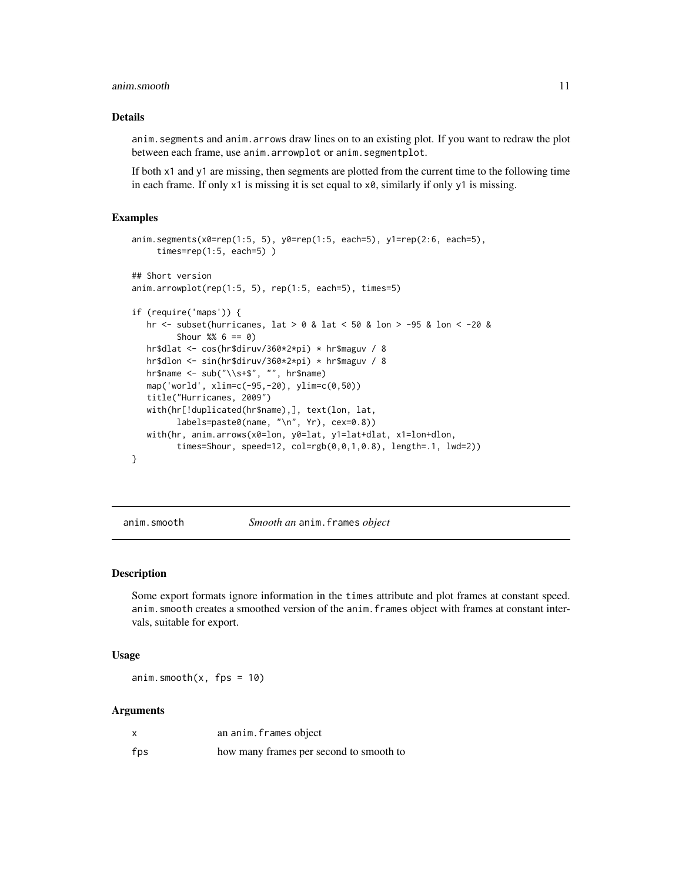### Details

`anim.segments` and `anim.arrows` draw lines on to an existing plot. If you want to redraw the plot between each frame, use `anim.arrowplot` or `anim.segmentplot`.

If both `x1` and `y1` are missing, then segments are plotted from the current time to the following time in each frame. If only `x1` is missing it is set equal to `x0`, similarly if only `y1` is missing.

### Examples

```
anim.segments(x0=rep(1:5, 5), y0=rep(1:5, each=5), y1=rep(2:6, each=5),
     times=rep(1:5, each=5) )

## Short version
anim.arrowplot(rep(1:5, 5), rep(1:5, each=5), times=5)

if (require('maps')) {
   hr <- subset(hurricanes, lat > 0 & lat < 50 & lon > -95 & lon < -20 &
         Shour %% 6 == 0)
   hr$dlat <- cos(hr$diruv/360*2*pi) * hr$maguv / 8
   hr$dlon <- sin(hr$diruv/360*2*pi) * hr$maguv / 8
   hr$name <- sub("\\s+$", "", hr$name)
   map('world', xlim=c(-95,-20), ylim=c(0,50))
   title("Hurricanes, 2009")
   with(hr[!duplicated(hr$name),], text(lon, lat,
         labels=paste0(name, "\n", Yr), cex=0.8))
   with(hr, anim.arrows(x0=lon, y0=lat, y1=lat+dlat, x1=lon+dlon,
         times=Shour, speed=12, col=rgb(0,0,1,0.8), length=.1, lwd=2))
}
```

---

## anim.smooth — *Smooth an* `anim.frames` *object*

### Description

Some export formats ignore information in the `times` attribute and plot frames at constant speed. `anim.smooth` creates a smoothed version of the `anim.frames` object with frames at constant intervals, suitable for export.

### Usage

```
anim.smooth(x, fps = 10)
```

### Arguments

| | |
|---|---|
| `x` | an `anim.frames` object |
| `fps` | how many frames per second to smooth to |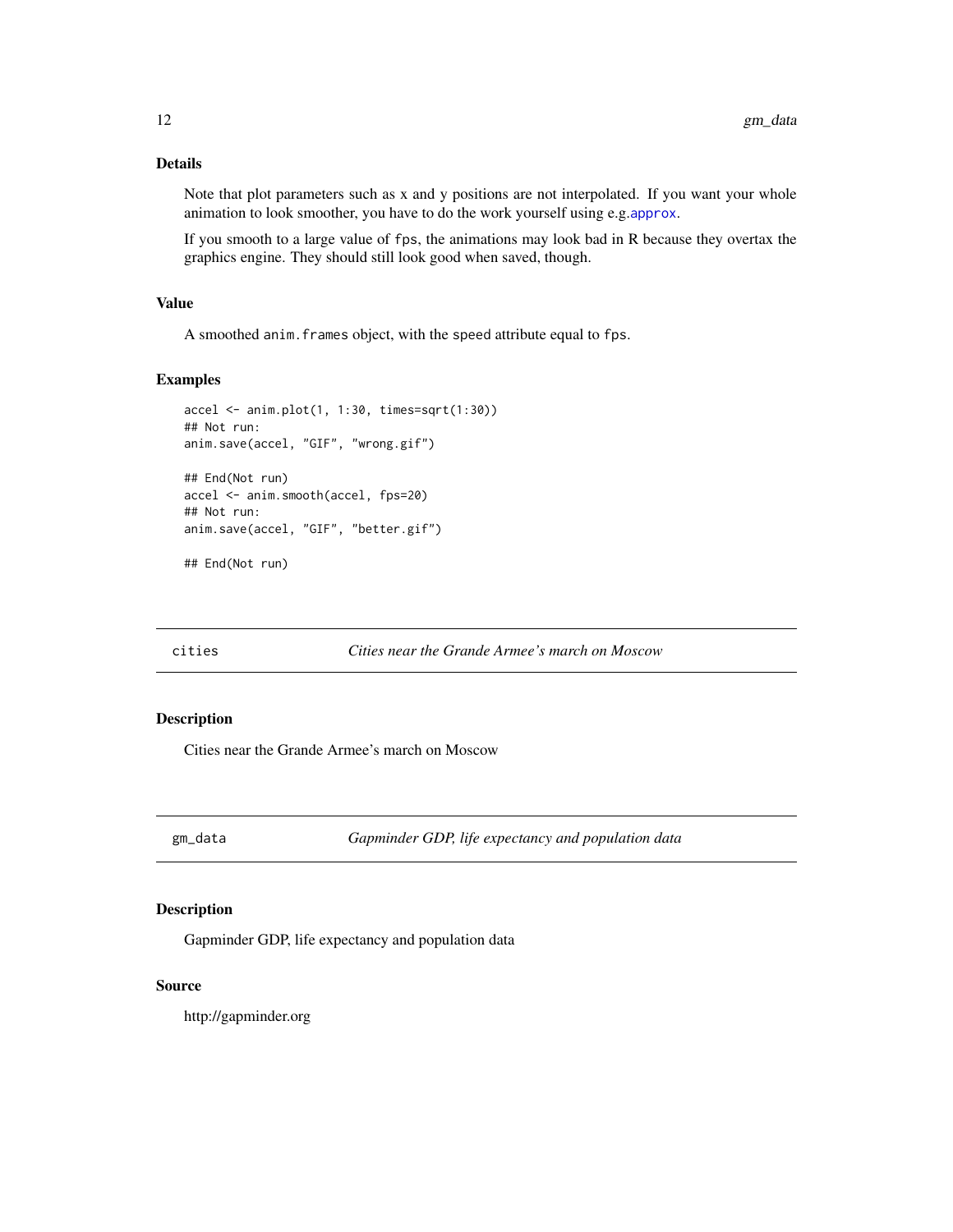### Details

Note that plot parameters such as x and y positions are not interpolated. If you want your whole animation to look smoother, you have to do the work yourself using e.g.`approx`.

If you smooth to a large value of `fps`, the animations may look bad in R because they overtax the graphics engine. They should still look good when saved, though.

### Value

A smoothed `anim.frames` object, with the `speed` attribute equal to `fps`.

### Examples

```
accel <- anim.plot(1, 1:30, times=sqrt(1:30))
## Not run:
anim.save(accel, "GIF", "wrong.gif")

## End(Not run)
accel <- anim.smooth(accel, fps=20)
## Not run:
anim.save(accel, "GIF", "better.gif")

## End(Not run)
```

---

## `cities` — *Cities near the Grande Armee's march on Moscow*

### Description

Cities near the Grande Armee's march on Moscow

---

## `gm_data` — *Gapminder GDP, life expectancy and population data*

### Description

Gapminder GDP, life expectancy and population data

### Source

http://gapminder.org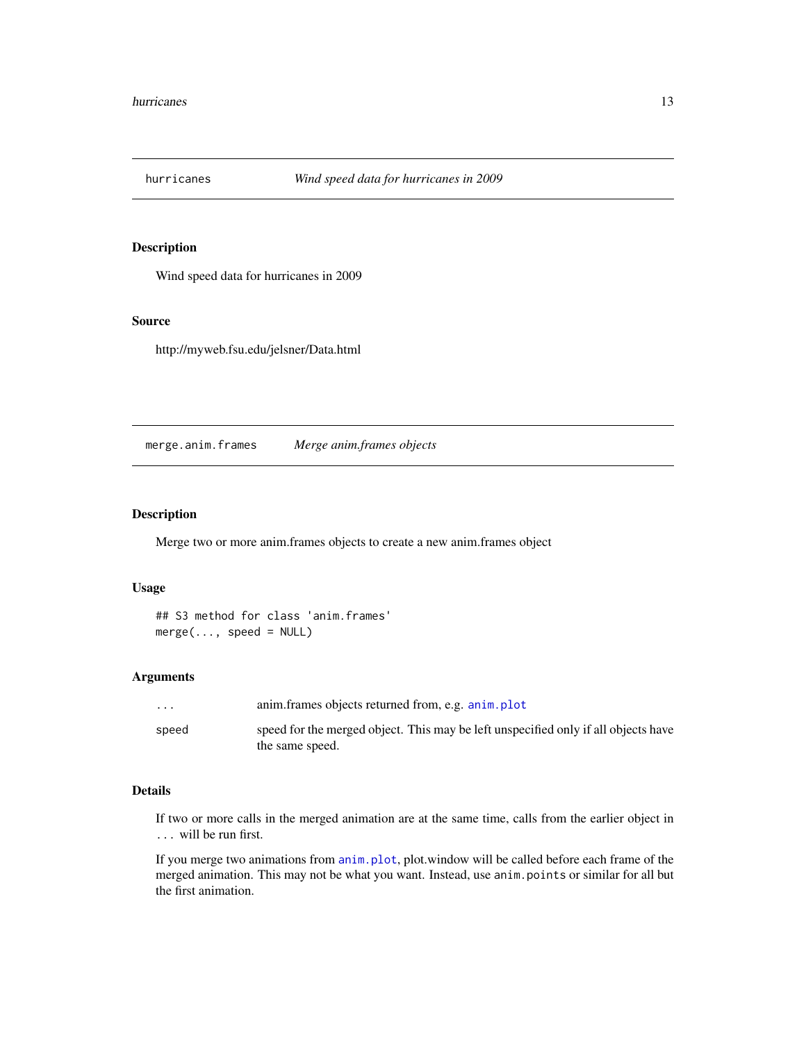## hurricanes — *Wind speed data for hurricanes in 2009*

### Description

Wind speed data for hurricanes in 2009

### Source

http://myweb.fsu.edu/jelsner/Data.html

## merge.anim.frames — *Merge anim.frames objects*

### Description

Merge two or more anim.frames objects to create a new anim.frames object

### Usage

```
## S3 method for class 'anim.frames'
merge(..., speed = NULL)
```

### Arguments

| | |
|---|---|
| `...` | anim.frames objects returned from, e.g. `anim.plot` |
| `speed` | speed for the merged object. This may be left unspecified only if all objects have the same speed. |

### Details

If two or more calls in the merged animation are at the same time, calls from the earlier object in `...` will be run first.

If you merge two animations from `anim.plot`, plot.window will be called before each frame of the merged animation. This may not be what you want. Instead, use `anim.points` or similar for all but the first animation.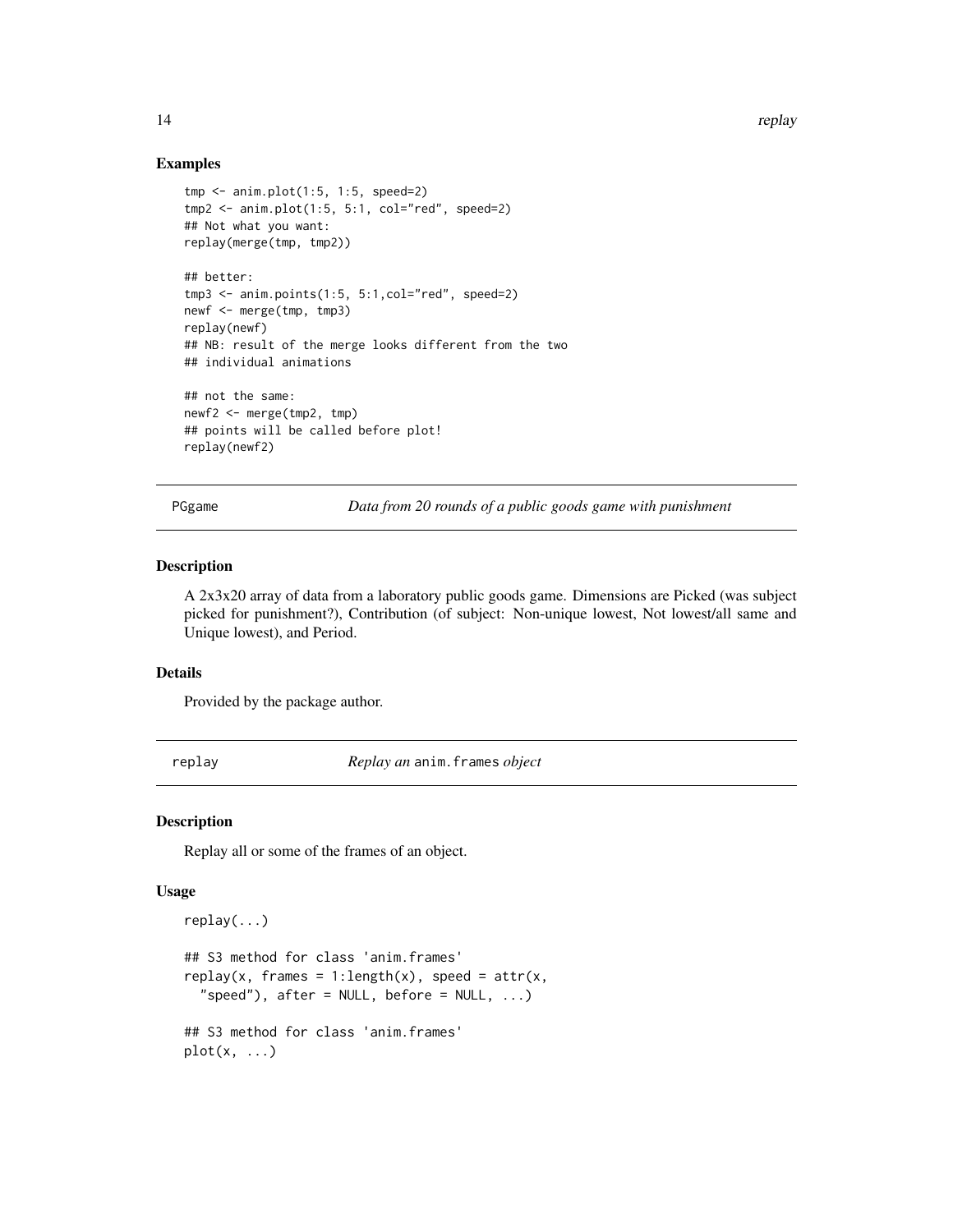### Examples

```
tmp <- anim.plot(1:5, 1:5, speed=2)
tmp2 <- anim.plot(1:5, 5:1, col="red", speed=2)
## Not what you want:
replay(merge(tmp, tmp2))

## better:
tmp3 <- anim.points(1:5, 5:1,col="red", speed=2)
newf <- merge(tmp, tmp3)
replay(newf)
## NB: result of the merge looks different from the two
## individual animations

## not the same:
newf2 <- merge(tmp2, tmp)
## points will be called before plot!
replay(newf2)
```

---

## PGgame — *Data from 20 rounds of a public goods game with punishment*

### Description

A 2x3x20 array of data from a laboratory public goods game. Dimensions are Picked (was subject picked for punishment?), Contribution (of subject: Non-unique lowest, Not lowest/all same and Unique lowest), and Period.

### Details

Provided by the package author.

---

## replay — *Replay an* `anim.frames` *object*

### Description

Replay all or some of the frames of an object.

### Usage

```
replay(...)

## S3 method for class 'anim.frames'
replay(x, frames = 1:length(x), speed = attr(x,
  "speed"), after = NULL, before = NULL, ...)

## S3 method for class 'anim.frames'
plot(x, ...)
```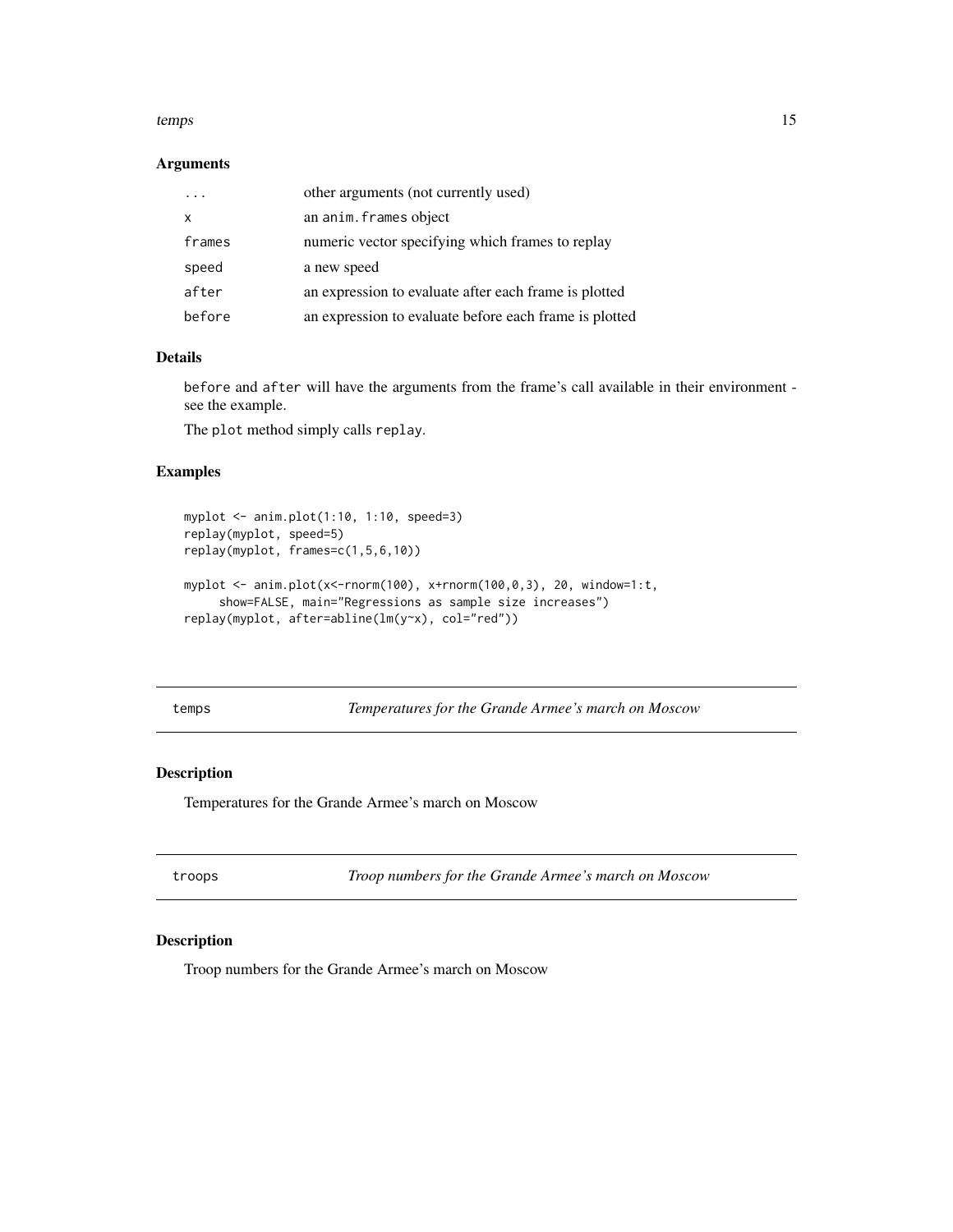### Arguments

| | |
|---|---|
| ... | other arguments (not currently used) |
| x | an anim.frames object |
| frames | numeric vector specifying which frames to replay |
| speed | a new speed |
| after | an expression to evaluate after each frame is plotted |
| before | an expression to evaluate before each frame is plotted |

### Details

before and after will have the arguments from the frame's call available in their environment - see the example.

The plot method simply calls replay.

### Examples

```
myplot <- anim.plot(1:10, 1:10, speed=3)
replay(myplot, speed=5)
replay(myplot, frames=c(1,5,6,10))

myplot <- anim.plot(x<-rnorm(100), x+rnorm(100,0,3), 20, window=1:t,
     show=FALSE, main="Regressions as sample size increases")
replay(myplot, after=abline(lm(y~x), col="red"))
```

---

## temps — *Temperatures for the Grande Armee's march on Moscow*

### Description

Temperatures for the Grande Armee's march on Moscow

---

## troops — *Troop numbers for the Grande Armee's march on Moscow*

### Description

Troop numbers for the Grande Armee's march on Moscow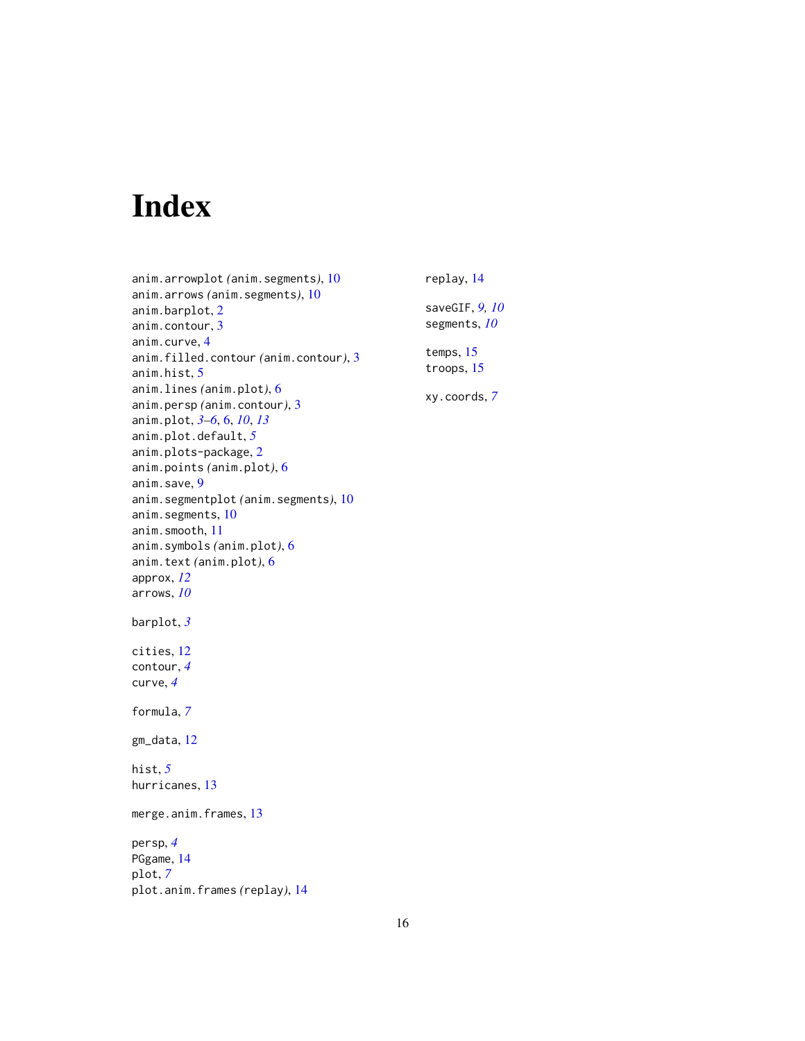# Index

anim.arrowplot *(anim.segments)*, 10
anim.arrows *(anim.segments)*, 10
anim.barplot, 2
anim.contour, 3
anim.curve, 4
anim.filled.contour *(anim.contour)*, 3
anim.hist, 5
anim.lines *(anim.plot)*, 6
anim.persp *(anim.contour)*, 3
anim.plot, *3–6*, 6, *10*, *13*
anim.plot.default, *5*
anim.plots-package, 2
anim.points *(anim.plot)*, 6
anim.save, 9
anim.segmentplot *(anim.segments)*, 10
anim.segments, 10
anim.smooth, 11
anim.symbols *(anim.plot)*, 6
anim.text *(anim.plot)*, 6
approx, *12*
arrows, *10*

barplot, *3*

cities, 12
contour, *4*
curve, *4*

formula, *7*

gm_data, 12

hist, *5*
hurricanes, 13

merge.anim.frames, 13

persp, *4*
PGgame, 14
plot, *7*
plot.anim.frames *(replay)*, 14

replay, 14

saveGIF, *9*, *10*
segments, *10*

temps, 15
troops, 15

xy.coords, *7*